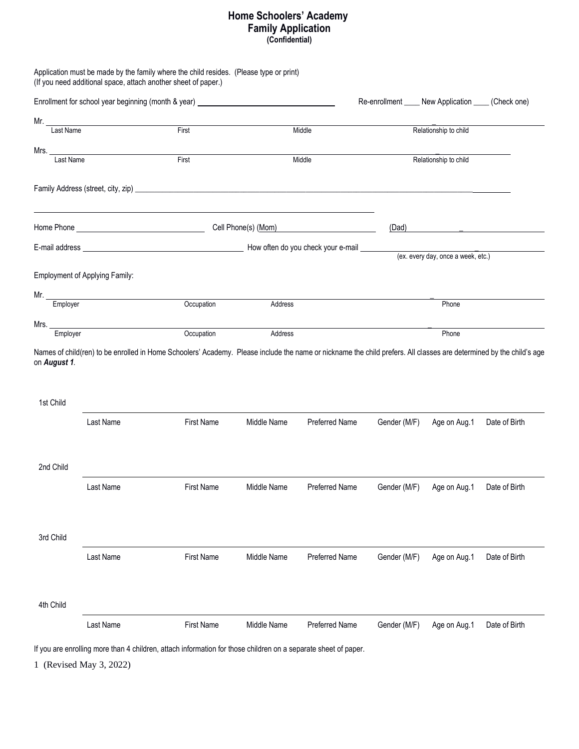# Home Schoolers' Academy
## Family Application
**(Confidential)**

Application must be made by the family where the child resides. (Please type or print)
(If you need additional space, attach another sheet of paper.)

Enrollment for school year beginning (month & year) ______________________ Re-enrollment ____ New Application ____ (Check one)

Mr. ____________________________________________________________
Last Name | First | Middle | Relationship to child

Mrs. ____________________________________________________________
Last Name | First | Middle | Relationship to child

Family Address (street, city, zip) ____________________________________________________________

____________________________________________________________

Home Phone ______________________ Cell Phone(s) (Mom) ______________________ (Dad) ______________________

E-mail address ______________________ How often do you check your e-mail ______________________
(ex. every day, once a week, etc.)

Employment of Applying Family:

Mr. ____________________________________________________________
Employer | Occupation | Address | Phone

Mrs. ____________________________________________________________
Employer | Occupation | Address | Phone

Names of child(ren) to be enrolled in Home Schoolers' Academy. Please include the name or nickname the child prefers. All classes are determined by the child's age on ***August 1***.

1st Child ____________________________________________________________
Last Name | First Name | Middle Name | Preferred Name | Gender (M/F) | Age on Aug.1 | Date of Birth

2nd Child ____________________________________________________________
Last Name | First Name | Middle Name | Preferred Name | Gender (M/F) | Age on Aug.1 | Date of Birth

3rd Child ____________________________________________________________
Last Name | First Name | Middle Name | Preferred Name | Gender (M/F) | Age on Aug.1 | Date of Birth

4th Child ____________________________________________________________
Last Name | First Name | Middle Name | Preferred Name | Gender (M/F) | Age on Aug.1 | Date of Birth

If you are enrolling more than 4 children, attach information for those children on a separate sheet of paper.

(Revised May 3, 2022)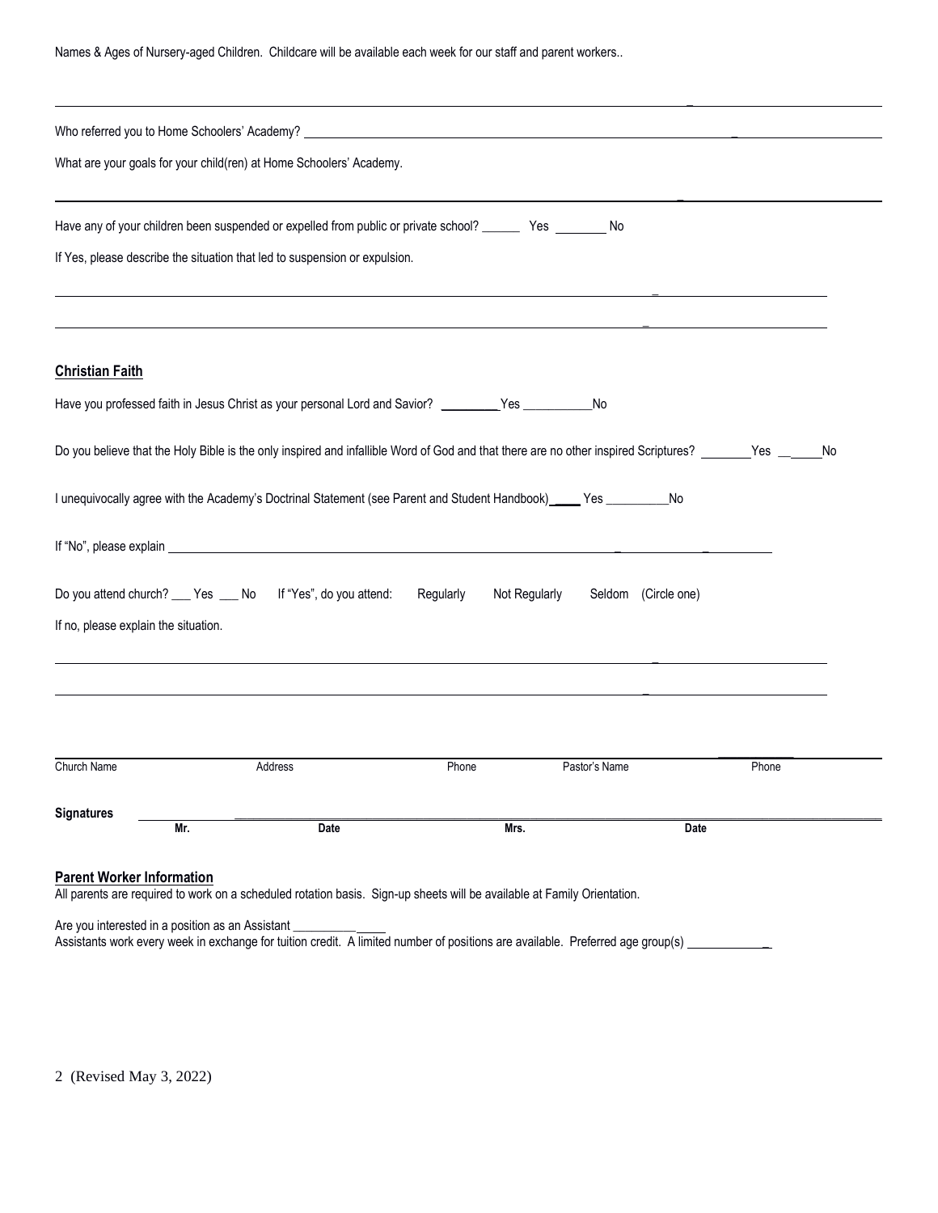Names & Ages of Nursery-aged Children. Childcare will be available each week for our staff and parent workers..

______________________________________________________________________________________________

Who referred you to Home Schoolers' Academy? ______________________________________________

What are your goals for your child(ren) at Home Schoolers' Academy.

______________________________________________________________________________________________

Have any of your children been suspended or expelled from public or private school? ______ Yes ________ No

If Yes, please describe the situation that led to suspension or expulsion.

______________________________________________________________________________________________

______________________________________________________________________________________________

**Christian Faith**

Have you professed faith in Jesus Christ as your personal Lord and Savior? _________Yes ___________No

Do you believe that the Holy Bible is the only inspired and infallible Word of God and that there are no other inspired Scriptures? _______Yes ______No

I unequivocally agree with the Academy's Doctrinal Statement (see Parent and Student Handbook) _____ Yes __________No

If "No", please explain ______________________________________________________________________

Do you attend church? ___ Yes ___ No If "Yes", do you attend: Regularly Not Regularly Seldom (Circle one)

If no, please explain the situation.

______________________________________________________________________________________________

______________________________________________________________________________________________

| Church Name | Address | Phone | Pastor's Name | Phone |
|---|---|---|---|---|
| | | | | |

**Signatures**

| **Mr.** | **Date** | **Mrs.** | **Date** |
|---|---|---|---|
| | | | |

**Parent Worker Information**

All parents are required to work on a scheduled rotation basis. Sign-up sheets will be available at Family Orientation.

Are you interested in a position as an Assistant _______________

Assistants work every week in exchange for tuition credit. A limited number of positions are available. Preferred age group(s) _____________

2 (Revised May 3, 2022)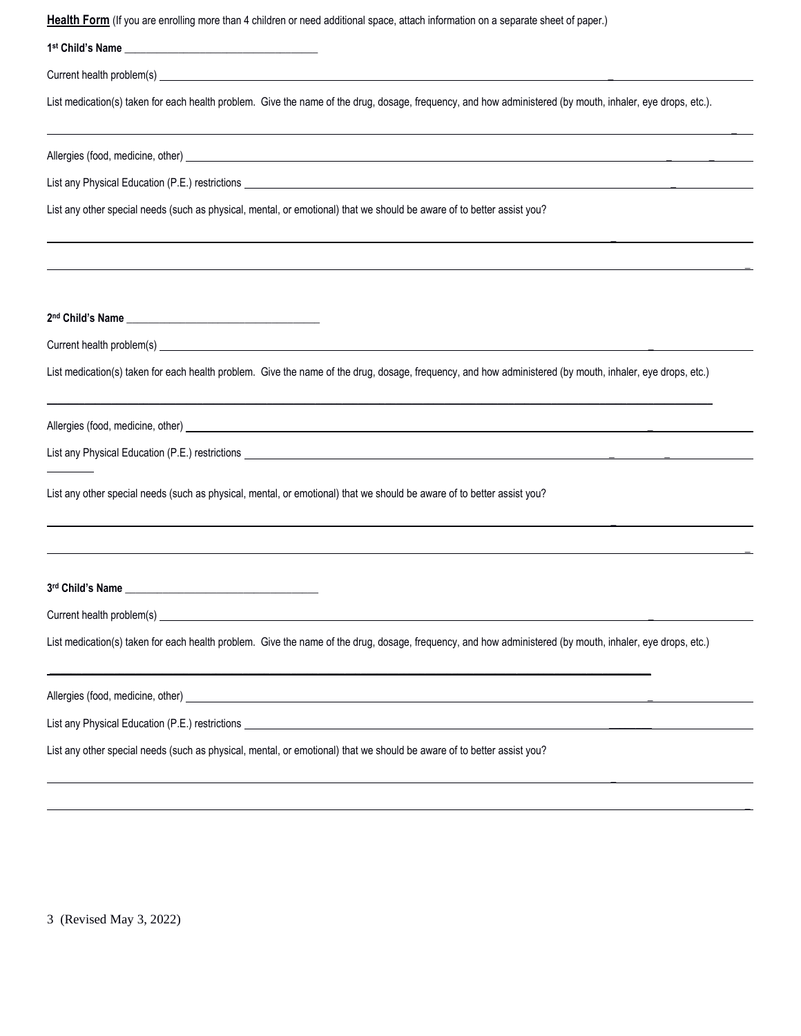**Health Form** (If you are enrolling more than 4 children or need additional space, attach information on a separate sheet of paper.)

**1st Child's Name** ___________________________________

Current health problem(s) ___________________________________

List medication(s) taken for each health problem. Give the name of the drug, dosage, frequency, and how administered (by mouth, inhaler, eye drops, etc.).

___________________________________

Allergies (food, medicine, other) ___________________________________

List any Physical Education (P.E.) restrictions ___________________________________

List any other special needs (such as physical, mental, or emotional) that we should be aware of to better assist you?

___________________________________

___________________________________

**2nd Child's Name** ___________________________________

Current health problem(s) ___________________________________

List medication(s) taken for each health problem. Give the name of the drug, dosage, frequency, and how administered (by mouth, inhaler, eye drops, etc.)

___________________________________

Allergies (food, medicine, other) ___________________________________

List any Physical Education (P.E.) restrictions ___________________________________

List any other special needs (such as physical, mental, or emotional) that we should be aware of to better assist you?

___________________________________

___________________________________

**3rd Child's Name** ___________________________________

Current health problem(s) ___________________________________

List medication(s) taken for each health problem. Give the name of the drug, dosage, frequency, and how administered (by mouth, inhaler, eye drops, etc.)

___________________________________

Allergies (food, medicine, other) ___________________________________

List any Physical Education (P.E.) restrictions ___________________________________

List any other special needs (such as physical, mental, or emotional) that we should be aware of to better assist you?

___________________________________

___________________________________

(Revised May 3, 2022)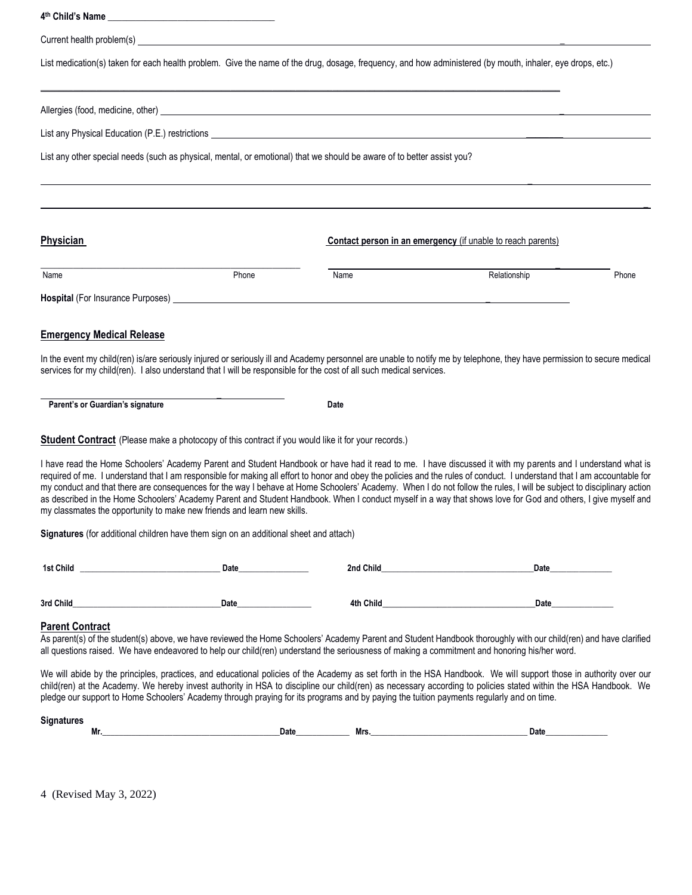**4th Child's Name** ___________________________________

Current health problem(s) ___________________________________

List medication(s) taken for each health problem. Give the name of the drug, dosage, frequency, and how administered (by mouth, inhaler, eye drops, etc.)

___________________________________

Allergies (food, medicine, other) ___________________________________

List any Physical Education (P.E.) restrictions ___________________________________

List any other special needs (such as physical, mental, or emotional) that we should be aware of to better assist you?

___________________________________

___________________________________

**Physician**

___________________________________

Name Phone

**Contact person in an emergency** (if unable to reach parents)

___________________________________

Name Relationship Phone

**Hospital** (For Insurance Purposes) ___________________________________

**Emergency Medical Release**

In the event my child(ren) is/are seriously injured or seriously ill and Academy personnel are unable to notify me by telephone, they have permission to secure medical services for my child(ren). I also understand that I will be responsible for the cost of all such medical services.

___________________________________

**Parent's or Guardian's signature** **Date**

**Student Contract** (Please make a photocopy of this contract if you would like it for your records.)

I have read the Home Schoolers' Academy Parent and Student Handbook or have had it read to me. I have discussed it with my parents and I understand what is required of me. I understand that I am responsible for making all effort to honor and obey the policies and the rules of conduct. I understand that I am accountable for my conduct and that there are consequences for the way I behave at Home Schoolers' Academy. When I do not follow the rules, I will be subject to disciplinary action as described in the Home Schoolers' Academy Parent and Student Handbook. When I conduct myself in a way that shows love for God and others, I give myself and my classmates the opportunity to make new friends and learn new skills.

**Signatures** (for additional children have them sign on an additional sheet and attach)

**1st Child** _______________________ **Date**______________ **2nd Child**_______________________ **Date**______________

**3rd Child**_______________________ **Date**______________ **4th Child**_______________________ **Date**______________

**Parent Contract**

As parent(s) of the student(s) above, we have reviewed the Home Schoolers' Academy Parent and Student Handbook thoroughly with our child(ren) and have clarified all questions raised. We have endeavored to help our child(ren) understand the seriousness of making a commitment and honoring his/her word.

We will abide by the principles, practices, and educational policies of the Academy as set forth in the HSA Handbook. We will support those in authority over our child(ren) at the Academy. We hereby invest authority in HSA to discipline our child(ren) as necessary according to policies stated within the HSA Handbook. We pledge our support to Home Schoolers' Academy through praying for its programs and by paying the tuition payments regularly and on time.

**Signatures**

**Mr.**_______________________ **Date**______________ **Mrs.**_______________________ **Date**______________

(Revised May 3, 2022)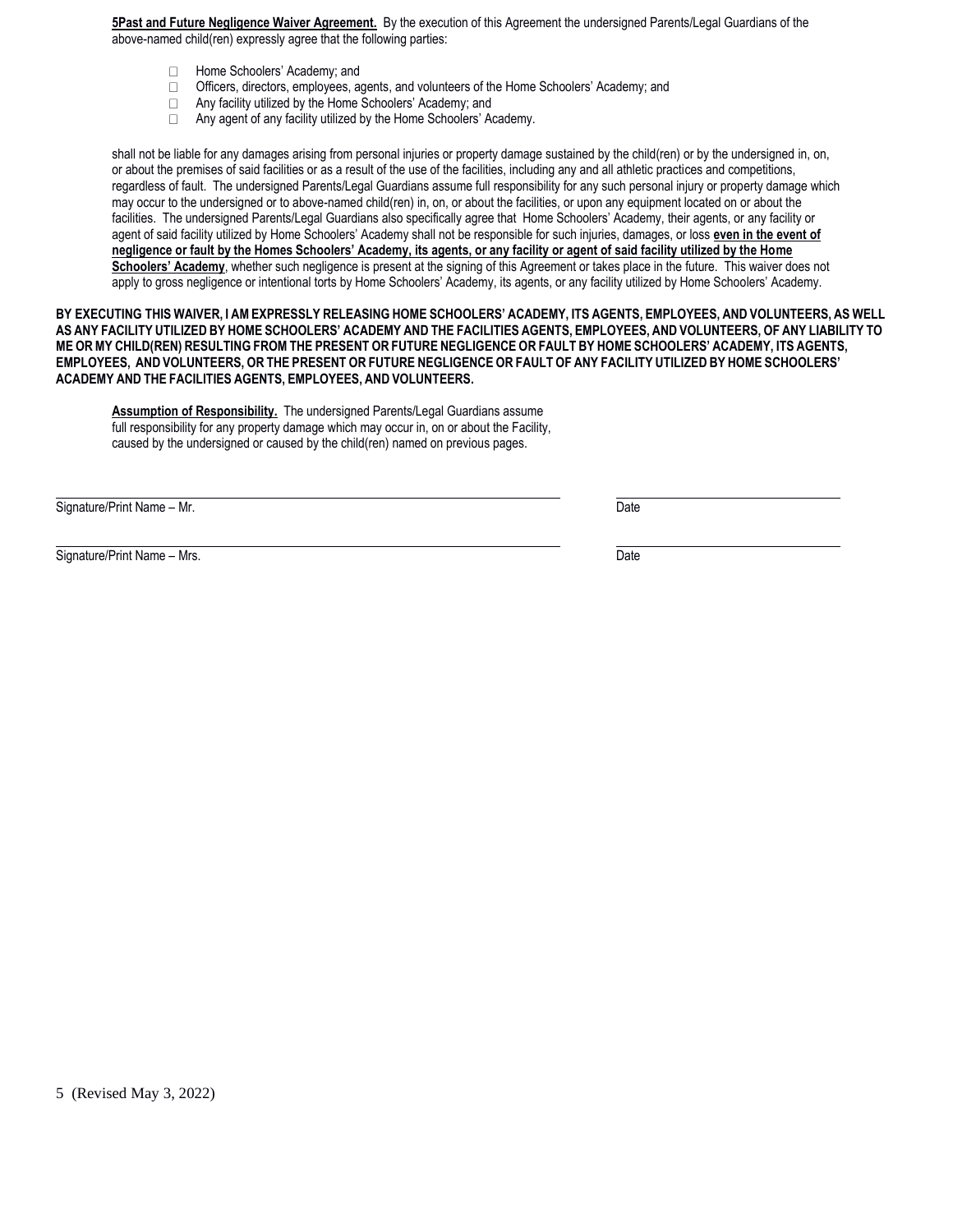**5Past and Future Negligence Waiver Agreement.** By the execution of this Agreement the undersigned Parents/Legal Guardians of the above-named child(ren) expressly agree that the following parties:

- Home Schoolers' Academy; and
- Officers, directors, employees, agents, and volunteers of the Home Schoolers' Academy; and
- Any facility utilized by the Home Schoolers' Academy; and
- Any agent of any facility utilized by the Home Schoolers' Academy.

shall not be liable for any damages arising from personal injuries or property damage sustained by the child(ren) or by the undersigned in, on, or about the premises of said facilities or as a result of the use of the facilities, including any and all athletic practices and competitions, regardless of fault. The undersigned Parents/Legal Guardians assume full responsibility for any such personal injury or property damage which may occur to the undersigned or to above-named child(ren) in, on, or about the facilities, or upon any equipment located on or about the facilities. The undersigned Parents/Legal Guardians also specifically agree that Home Schoolers' Academy, their agents, or any facility or agent of said facility utilized by Home Schoolers' Academy shall not be responsible for such injuries, damages, or loss **even in the event of negligence or fault by the Homes Schoolers' Academy, its agents, or any facility or agent of said facility utilized by the Home Schoolers' Academy**, whether such negligence is present at the signing of this Agreement or takes place in the future. This waiver does not apply to gross negligence or intentional torts by Home Schoolers' Academy, its agents, or any facility utilized by Home Schoolers' Academy.

**BY EXECUTING THIS WAIVER, I AM EXPRESSLY RELEASING HOME SCHOOLERS' ACADEMY, ITS AGENTS, EMPLOYEES, AND VOLUNTEERS, AS WELL AS ANY FACILITY UTILIZED BY HOME SCHOOLERS' ACADEMY AND THE FACILITIES AGENTS, EMPLOYEES, AND VOLUNTEERS, OF ANY LIABILITY TO ME OR MY CHILD(REN) RESULTING FROM THE PRESENT OR FUTURE NEGLIGENCE OR FAULT BY HOME SCHOOLERS' ACADEMY, ITS AGENTS, EMPLOYEES, AND VOLUNTEERS, OR THE PRESENT OR FUTURE NEGLIGENCE OR FAULT OF ANY FACILITY UTILIZED BY HOME SCHOOLERS' ACADEMY AND THE FACILITIES AGENTS, EMPLOYEES, AND VOLUNTEERS.**

**Assumption of Responsibility.** The undersigned Parents/Legal Guardians assume full responsibility for any property damage which may occur in, on or about the Facility, caused by the undersigned or caused by the child(ren) named on previous pages.

\_\_\_\_\_\_\_\_\_\_\_\_\_\_\_\_\_\_\_\_\_\_\_\_\_\_\_\_\_\_\_\_\_\_\_\_\_\_\_\_ \_\_\_\_\_\_\_\_\_\_\_\_\_\_\_\_\_\_

Signature/Print Name – Mr. Date

\_\_\_\_\_\_\_\_\_\_\_\_\_\_\_\_\_\_\_\_\_\_\_\_\_\_\_\_\_\_\_\_\_\_\_\_\_\_\_\_ \_\_\_\_\_\_\_\_\_\_\_\_\_\_\_\_\_\_

Signature/Print Name – Mrs. Date

5 (Revised May 3, 2022)